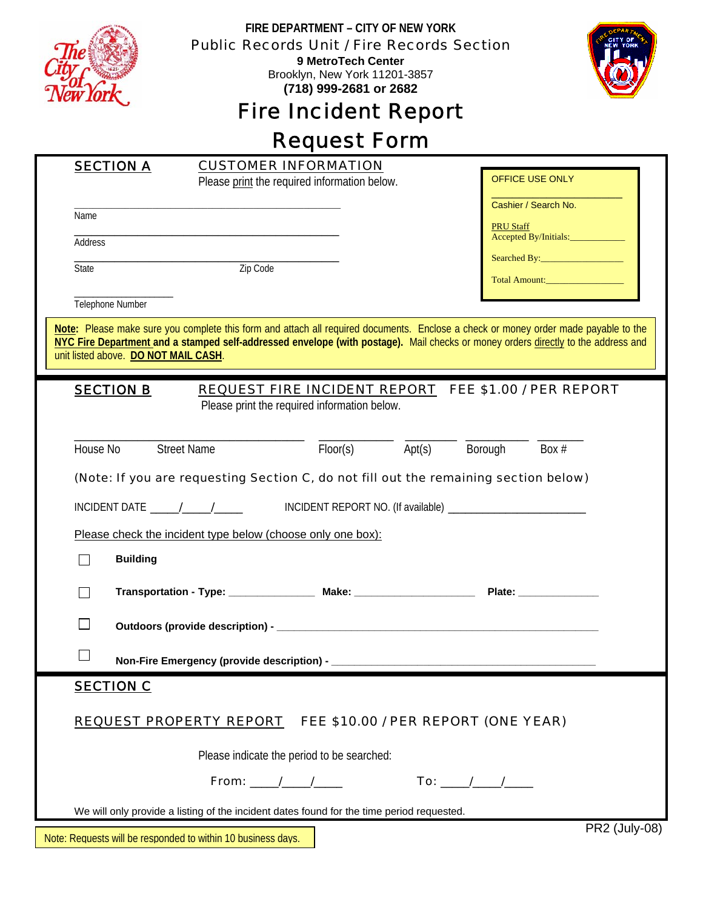**FIRE DEPARTMENT – CITY OF NEW YORK**

Public Records Unit / Fire Records Section

**9 MetroTech Center**

Brooklyn, New York 11201-3857

**(718) 999-2681 or 2682**

# Fire Incident Report Request Form

## SECTION A — CUSTOMER INFORMATION

Please print the required information below.

______________________________
Name

______________________________
Address

______________________________
State — Zip Code

________________
Telephone Number

> **OFFICE USE ONLY**
>
> ________________
> Cashier / Search No.
>
> PRU Staff
> Accepted By/Initials:__________
>
> Searched By:__________
>
> Total Amount:__________

**Note:** Please make sure you complete this form and attach all required documents. Enclose a check or money order made payable to the **NYC Fire Department and a stamped self-addressed envelope (with postage).** Mail checks or money orders directly to the address and unit listed above. **DO NOT MAIL CASH**.

## SECTION B — REQUEST FIRE INCIDENT REPORT FEE $1.00 / PER REPORT

Please print the required information below.

| House No | Street Name | Floor(s) | Apt(s) | Borough | Box # |
|---|---|---|---|---|---|
| | | | | | |

(Note: If you are requesting Section C, do not fill out the remaining section below)

INCIDENT DATE _____/_____/_____ INCIDENT REPORT NO. (If available) ______________________

Please check the incident type below (choose only one box):

- ☐ **Building**
- ☐ **Transportation - Type:** ______________ **Make:** ____________________ **Plate:** ______________
- ☐ **Outdoors (provide description) -** ______________________________________________
- ☐ **Non-Fire Emergency (provide description) -** ______________________________________

## SECTION C

### REQUEST PROPERTY REPORT FEE $10.00 / PER REPORT (ONE YEAR)

Please indicate the period to be searched:

From: ____/____/____ To: ____/____/____

We will only provide a listing of the incident dates found for the time period requested.

Note: Requests will be responded to within 10 business days.

PR2 (July-08)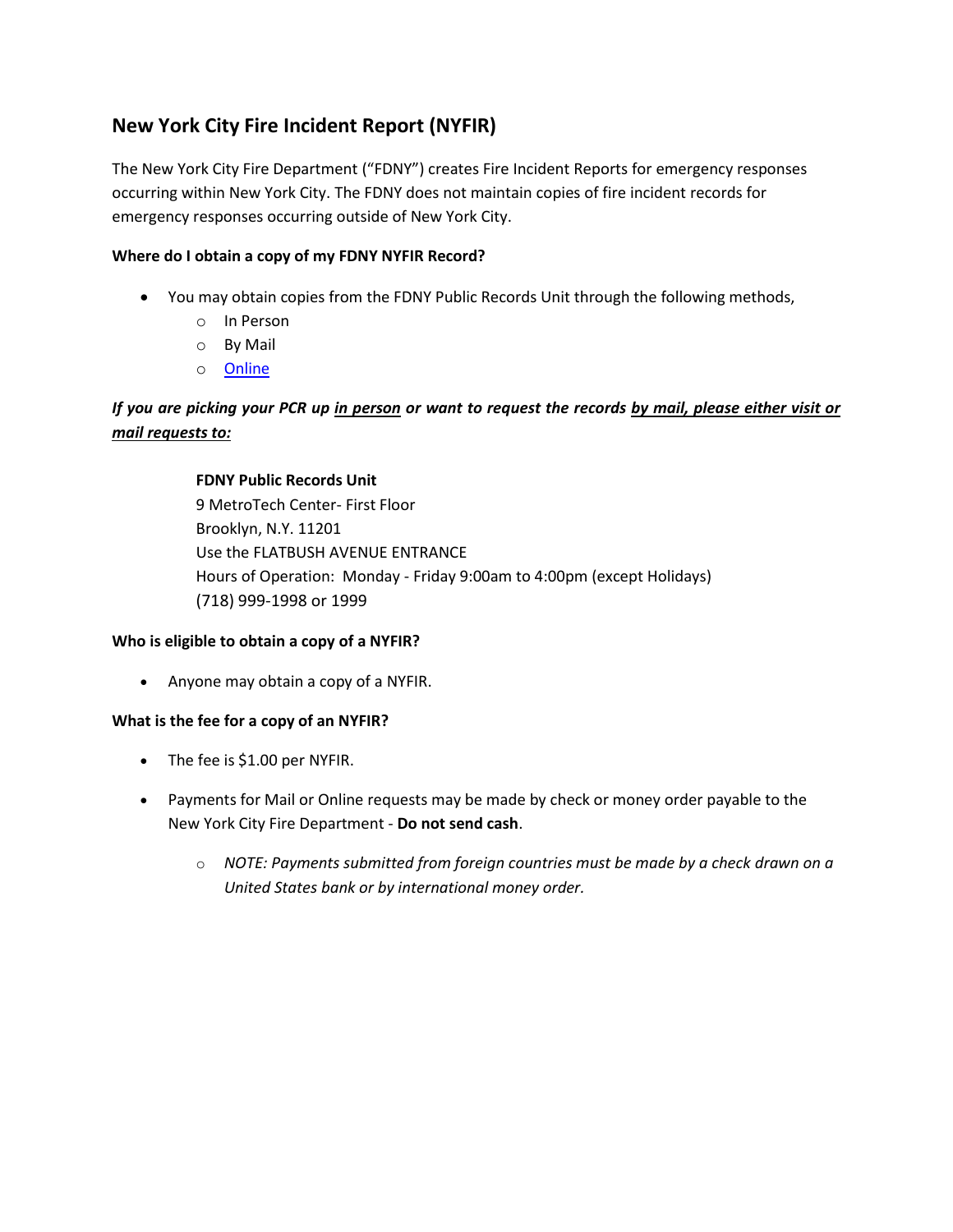## New York City Fire Incident Report (NYFIR)

The New York City Fire Department ("FDNY") creates Fire Incident Reports for emergency responses occurring within New York City. The FDNY does not maintain copies of fire incident records for emergency responses occurring outside of New York City.

**Where do I obtain a copy of my FDNY NYFIR Record?**

- You may obtain copies from the FDNY Public Records Unit through the following methods,
  - In Person
  - By Mail
  - Online

***If you are picking your PCR up <u>in person</u> or want to request the records <u>by mail, please either visit or mail requests to:</u>***

> **FDNY Public Records Unit**
> 9 MetroTech Center- First Floor
> Brooklyn, N.Y. 11201
> Use the FLATBUSH AVENUE ENTRANCE
> Hours of Operation: Monday - Friday 9:00am to 4:00pm (except Holidays)
> (718) 999-1998 or 1999

**Who is eligible to obtain a copy of a NYFIR?**

- Anyone may obtain a copy of a NYFIR.

**What is the fee for a copy of an NYFIR?**

- The fee is $1.00 per NYFIR.
- Payments for Mail or Online requests may be made by check or money order payable to the New York City Fire Department - **Do not send cash**.
  - *NOTE: Payments submitted from foreign countries must be made by a check drawn on a United States bank or by international money order.*